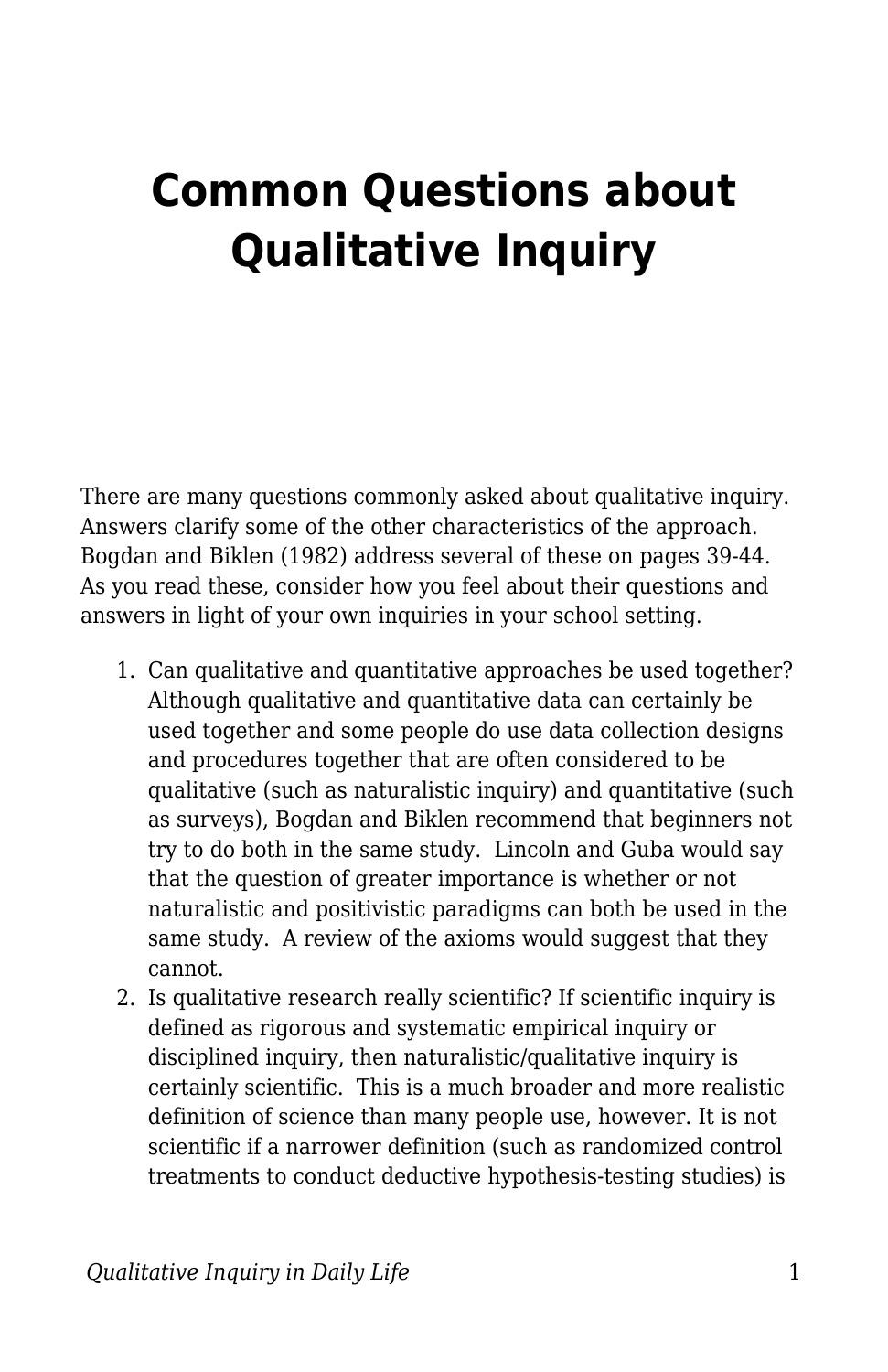# Common Questions about Qualitative Inquiry

There are many questions commonly asked about qualitative inquiry. Answers clarify some of the other characteristics of the approach. Bogdan and Biklen (1982) address several of these on pages 39-44. As you read these, consider how you feel about their questions and answers in light of your own inquiries in your school setting.

1. Can qualitative and quantitative approaches be used together? Although qualitative and quantitative data can certainly be used together and some people do use data collection designs and procedures together that are often considered to be qualitative (such as naturalistic inquiry) and quantitative (such as surveys), Bogdan and Biklen recommend that beginners not try to do both in the same study. Lincoln and Guba would say that the question of greater importance is whether or not naturalistic and positivistic paradigms can both be used in the same study. A review of the axioms would suggest that they cannot.
2. Is qualitative research really scientific? If scientific inquiry is defined as rigorous and systematic empirical inquiry or disciplined inquiry, then naturalistic/qualitative inquiry is certainly scientific. This is a much broader and more realistic definition of science than many people use, however. It is not scientific if a narrower definition (such as randomized control treatments to conduct deductive hypothesis-testing studies) is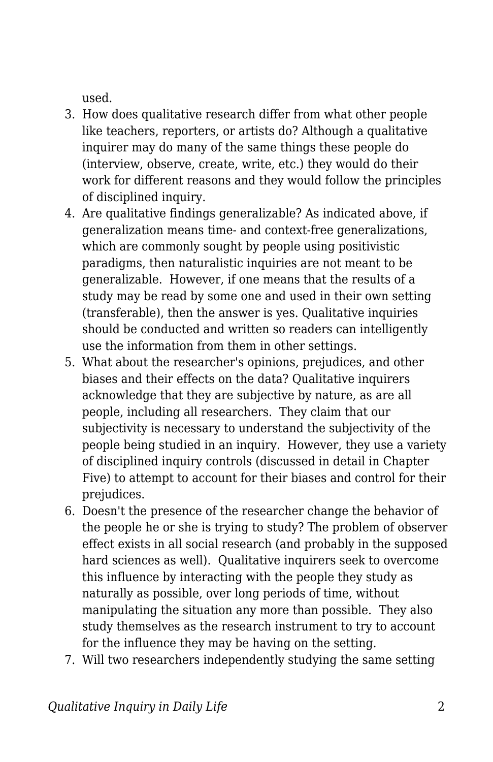used.

3. How does qualitative research differ from what other people like teachers, reporters, or artists do? Although a qualitative inquirer may do many of the same things these people do (interview, observe, create, write, etc.) they would do their work for different reasons and they would follow the principles of disciplined inquiry.
4. Are qualitative findings generalizable? As indicated above, if generalization means time- and context-free generalizations, which are commonly sought by people using positivistic paradigms, then naturalistic inquiries are not meant to be generalizable. However, if one means that the results of a study may be read by some one and used in their own setting (transferable), then the answer is yes. Qualitative inquiries should be conducted and written so readers can intelligently use the information from them in other settings.
5. What about the researcher's opinions, prejudices, and other biases and their effects on the data? Qualitative inquirers acknowledge that they are subjective by nature, as are all people, including all researchers. They claim that our subjectivity is necessary to understand the subjectivity of the people being studied in an inquiry. However, they use a variety of disciplined inquiry controls (discussed in detail in Chapter Five) to attempt to account for their biases and control for their prejudices.
6. Doesn't the presence of the researcher change the behavior of the people he or she is trying to study? The problem of observer effect exists in all social research (and probably in the supposed hard sciences as well). Qualitative inquirers seek to overcome this influence by interacting with the people they study as naturally as possible, over long periods of time, without manipulating the situation any more than possible. They also study themselves as the research instrument to try to account for the influence they may be having on the setting.
7. Will two researchers independently studying the same setting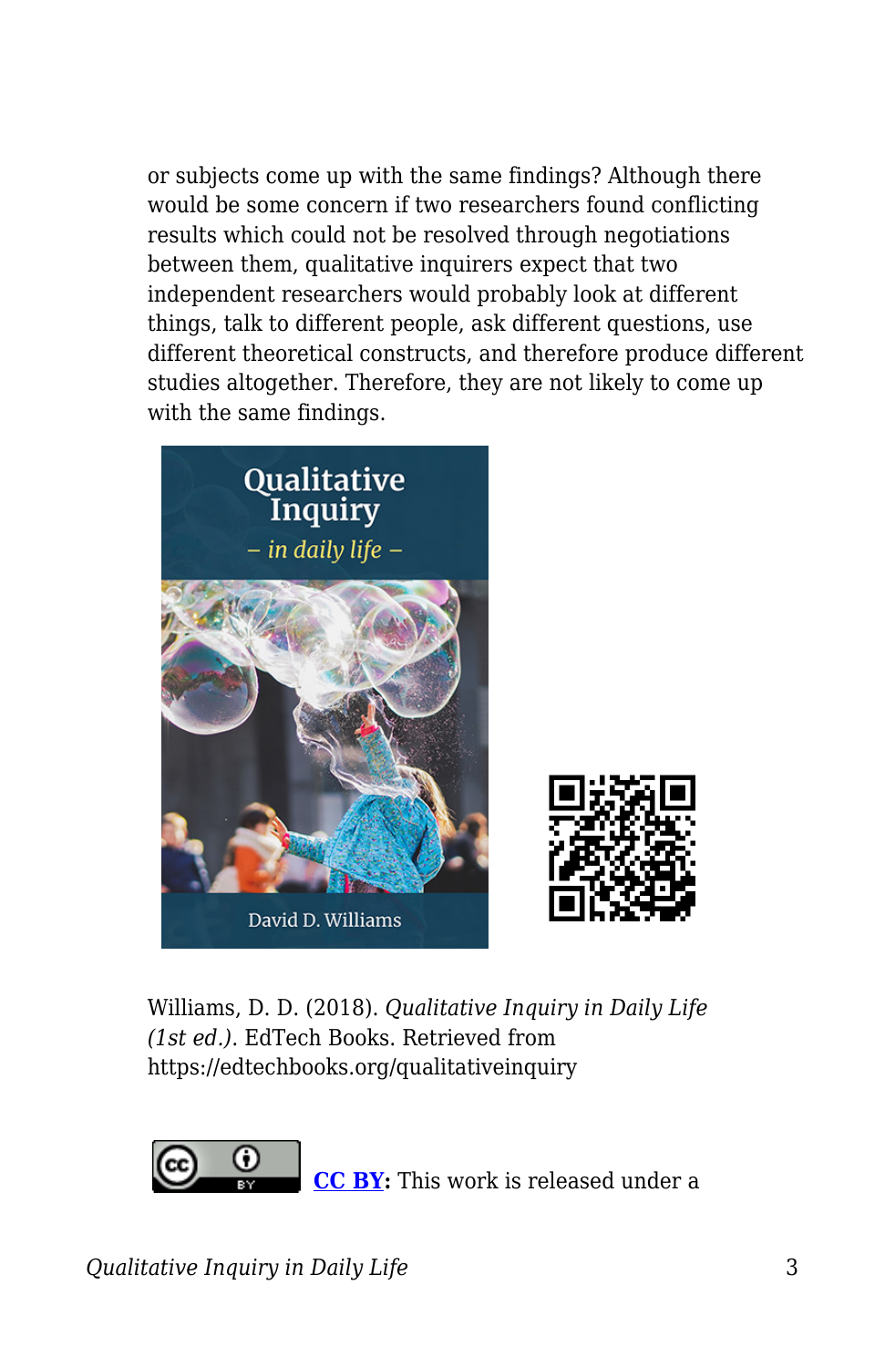or subjects come up with the same findings? Although there would be some concern if two researchers found conflicting results which could not be resolved through negotiations between them, qualitative inquirers expect that two independent researchers would probably look at different things, talk to different people, ask different questions, use different theoretical constructs, and therefore produce different studies altogether. Therefore, they are not likely to come up with the same findings.

Williams, D. D. (2018). *Qualitative Inquiry in Daily Life (1st ed.)*. EdTech Books. Retrieved from https://edtechbooks.org/qualitativeinquiry

**CC BY:** This work is released under a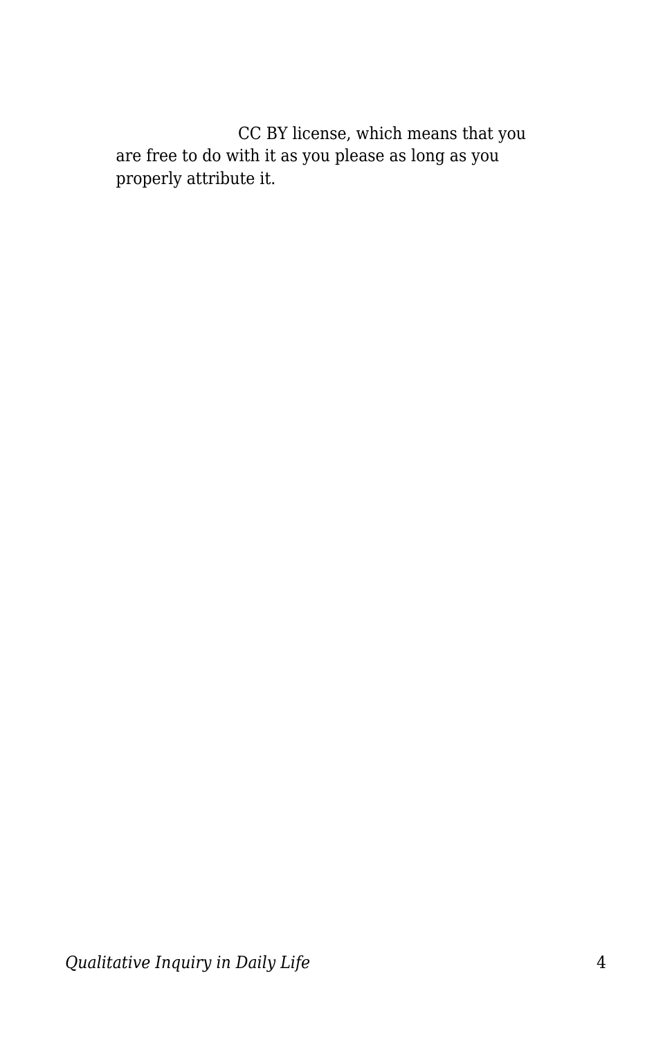CC BY license, which means that you are free to do with it as you please as long as you properly attribute it.